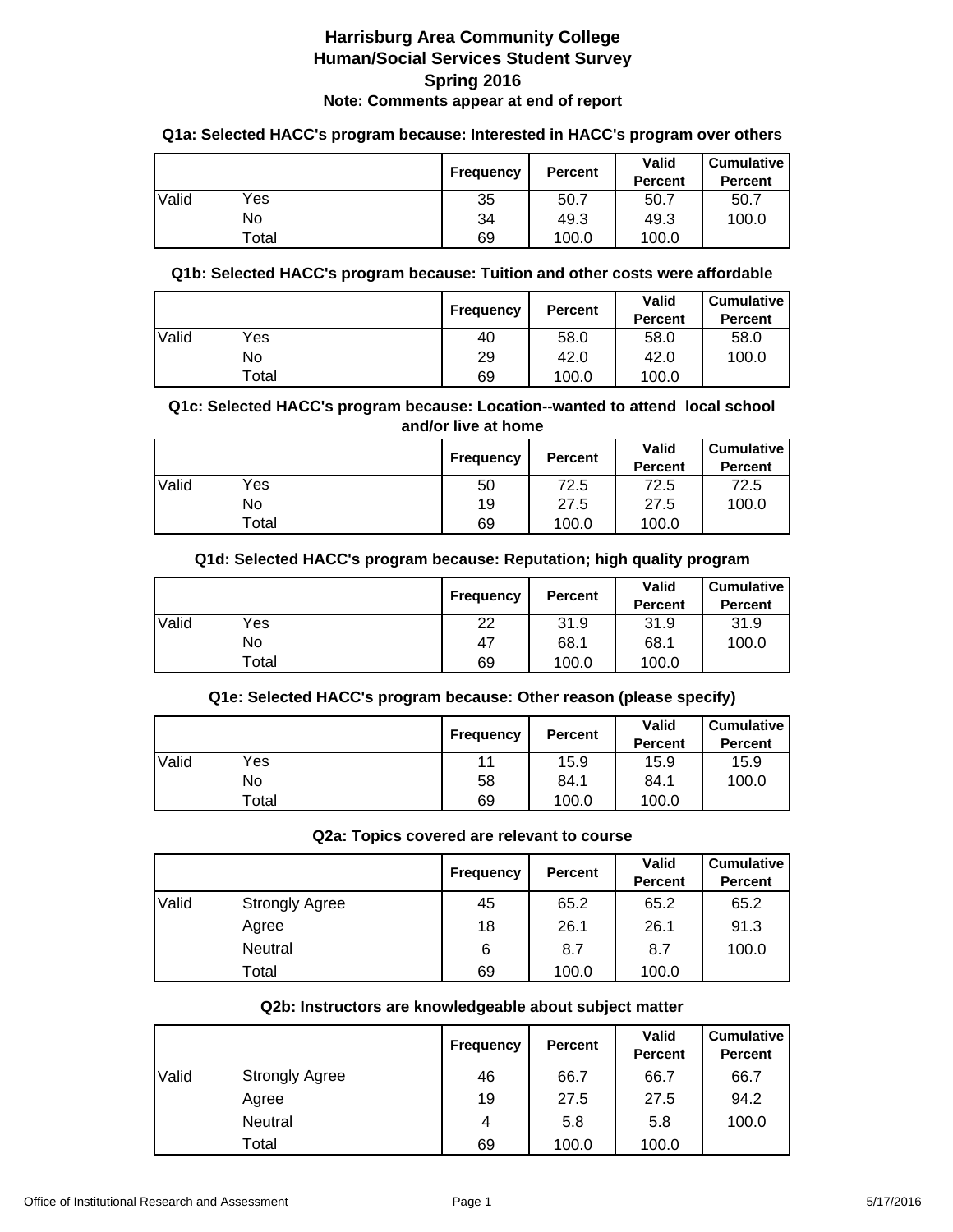# Harrisburg Area Community College
## Human/Social Services Student Survey
## Spring 2016
### Note: Comments appear at end of report

**Q1a: Selected HACC's program because: Interested in HACC's program over others**

| | | Frequency | Percent | Valid Percent | Cumulative Percent |
|---|---|---|---|---|---|
| Valid | Yes | 35 | 50.7 | 50.7 | 50.7 |
| | No | 34 | 49.3 | 49.3 | 100.0 |
| | Total | 69 | 100.0 | 100.0 | |

**Q1b: Selected HACC's program because: Tuition and other costs were affordable**

| | | Frequency | Percent | Valid Percent | Cumulative Percent |
|---|---|---|---|---|---|
| Valid | Yes | 40 | 58.0 | 58.0 | 58.0 |
| | No | 29 | 42.0 | 42.0 | 100.0 |
| | Total | 69 | 100.0 | 100.0 | |

**Q1c: Selected HACC's program because: Location--wanted to attend local school and/or live at home**

| | | Frequency | Percent | Valid Percent | Cumulative Percent |
|---|---|---|---|---|---|
| Valid | Yes | 50 | 72.5 | 72.5 | 72.5 |
| | No | 19 | 27.5 | 27.5 | 100.0 |
| | Total | 69 | 100.0 | 100.0 | |

**Q1d: Selected HACC's program because: Reputation; high quality program**

| | | Frequency | Percent | Valid Percent | Cumulative Percent |
|---|---|---|---|---|---|
| Valid | Yes | 22 | 31.9 | 31.9 | 31.9 |
| | No | 47 | 68.1 | 68.1 | 100.0 |
| | Total | 69 | 100.0 | 100.0 | |

**Q1e: Selected HACC's program because: Other reason (please specify)**

| | | Frequency | Percent | Valid Percent | Cumulative Percent |
|---|---|---|---|---|---|
| Valid | Yes | 11 | 15.9 | 15.9 | 15.9 |
| | No | 58 | 84.1 | 84.1 | 100.0 |
| | Total | 69 | 100.0 | 100.0 | |

**Q2a: Topics covered are relevant to course**

| | | Frequency | Percent | Valid Percent | Cumulative Percent |
|---|---|---|---|---|---|
| Valid | Strongly Agree | 45 | 65.2 | 65.2 | 65.2 |
| | Agree | 18 | 26.1 | 26.1 | 91.3 |
| | Neutral | 6 | 8.7 | 8.7 | 100.0 |
| | Total | 69 | 100.0 | 100.0 | |

**Q2b: Instructors are knowledgeable about subject matter**

| | | Frequency | Percent | Valid Percent | Cumulative Percent |
|---|---|---|---|---|---|
| Valid | Strongly Agree | 46 | 66.7 | 66.7 | 66.7 |
| | Agree | 19 | 27.5 | 27.5 | 94.2 |
| | Neutral | 4 | 5.8 | 5.8 | 100.0 |
| | Total | 69 | 100.0 | 100.0 | |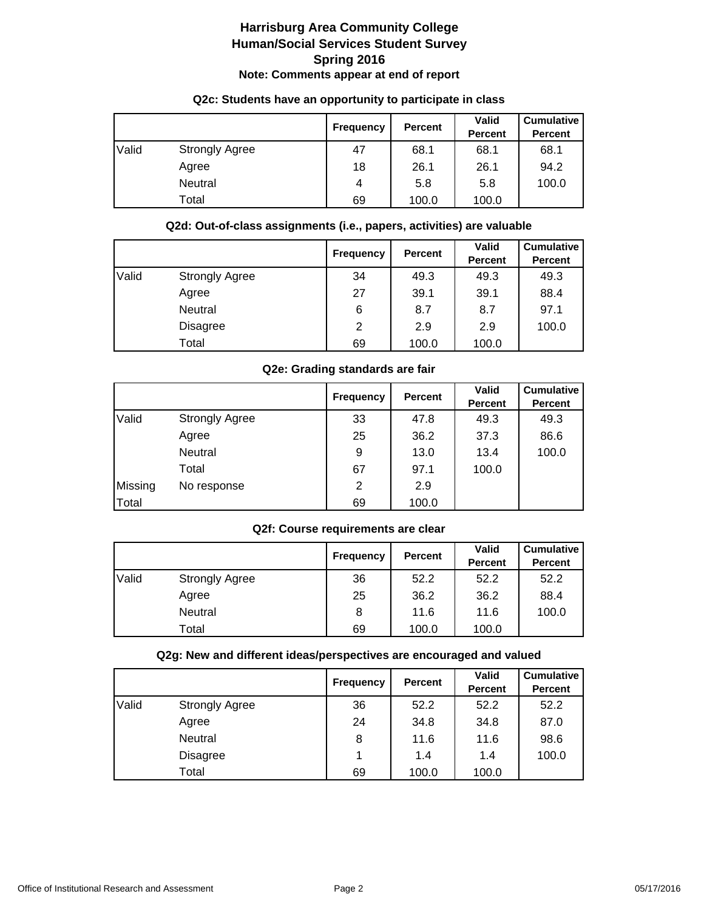# Harrisburg Area Community College
# Human/Social Services Student Survey
# Spring 2016

**Note: Comments appear at end of report**

### Q2c: Students have an opportunity to participate in class

| | | Frequency | Percent | Valid Percent | Cumulative Percent |
|---|---|---|---|---|---|
| Valid | Strongly Agree | 47 | 68.1 | 68.1 | 68.1 |
| | Agree | 18 | 26.1 | 26.1 | 94.2 |
| | Neutral | 4 | 5.8 | 5.8 | 100.0 |
| | Total | 69 | 100.0 | 100.0 | |

### Q2d: Out-of-class assignments (i.e., papers, activities) are valuable

| | | Frequency | Percent | Valid Percent | Cumulative Percent |
|---|---|---|---|---|---|
| Valid | Strongly Agree | 34 | 49.3 | 49.3 | 49.3 |
| | Agree | 27 | 39.1 | 39.1 | 88.4 |
| | Neutral | 6 | 8.7 | 8.7 | 97.1 |
| | Disagree | 2 | 2.9 | 2.9 | 100.0 |
| | Total | 69 | 100.0 | 100.0 | |

### Q2e: Grading standards are fair

| | | Frequency | Percent | Valid Percent | Cumulative Percent |
|---|---|---|---|---|---|
| Valid | Strongly Agree | 33 | 47.8 | 49.3 | 49.3 |
| | Agree | 25 | 36.2 | 37.3 | 86.6 |
| | Neutral | 9 | 13.0 | 13.4 | 100.0 |
| | Total | 67 | 97.1 | 100.0 | |
| Missing | No response | 2 | 2.9 | | |
| Total | | 69 | 100.0 | | |

### Q2f: Course requirements are clear

| | | Frequency | Percent | Valid Percent | Cumulative Percent |
|---|---|---|---|---|---|
| Valid | Strongly Agree | 36 | 52.2 | 52.2 | 52.2 |
| | Agree | 25 | 36.2 | 36.2 | 88.4 |
| | Neutral | 8 | 11.6 | 11.6 | 100.0 |
| | Total | 69 | 100.0 | 100.0 | |

### Q2g: New and different ideas/perspectives are encouraged and valued

| | | Frequency | Percent | Valid Percent | Cumulative Percent |
|---|---|---|---|---|---|
| Valid | Strongly Agree | 36 | 52.2 | 52.2 | 52.2 |
| | Agree | 24 | 34.8 | 34.8 | 87.0 |
| | Neutral | 8 | 11.6 | 11.6 | 98.6 |
| | Disagree | 1 | 1.4 | 1.4 | 100.0 |
| | Total | 69 | 100.0 | 100.0 | |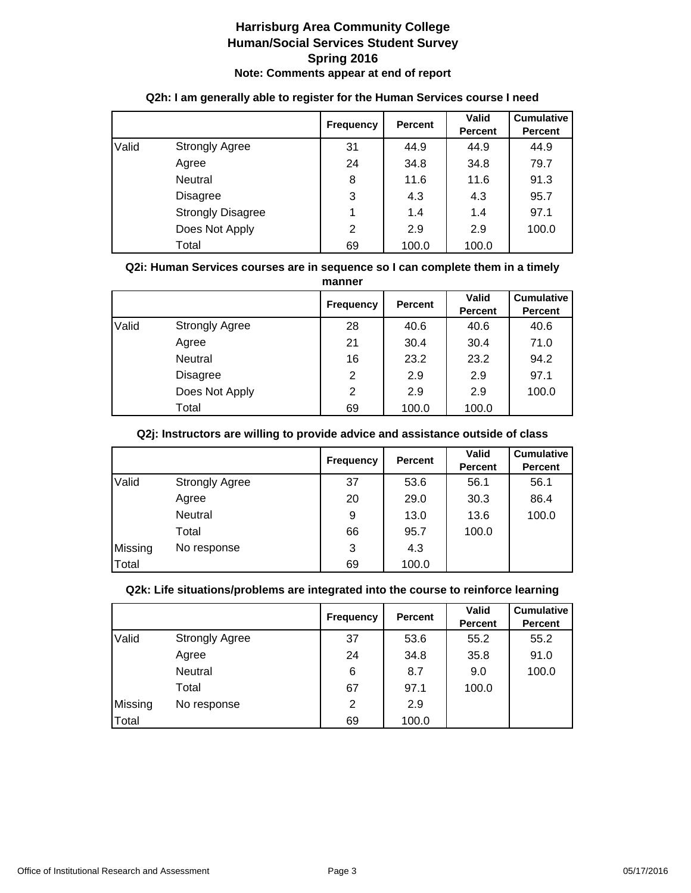# Harrisburg Area Community College
## Human/Social Services Student Survey
## Spring 2016
**Note: Comments appear at end of report**

### Q2h: I am generally able to register for the Human Services course I need

| | | Frequency | Percent | Valid Percent | Cumulative Percent |
|---|---|---|---|---|---|
| Valid | Strongly Agree | 31 | 44.9 | 44.9 | 44.9 |
| | Agree | 24 | 34.8 | 34.8 | 79.7 |
| | Neutral | 8 | 11.6 | 11.6 | 91.3 |
| | Disagree | 3 | 4.3 | 4.3 | 95.7 |
| | Strongly Disagree | 1 | 1.4 | 1.4 | 97.1 |
| | Does Not Apply | 2 | 2.9 | 2.9 | 100.0 |
| | Total | 69 | 100.0 | 100.0 | |

### Q2i: Human Services courses are in sequence so I can complete them in a timely manner

| | | Frequency | Percent | Valid Percent | Cumulative Percent |
|---|---|---|---|---|---|
| Valid | Strongly Agree | 28 | 40.6 | 40.6 | 40.6 |
| | Agree | 21 | 30.4 | 30.4 | 71.0 |
| | Neutral | 16 | 23.2 | 23.2 | 94.2 |
| | Disagree | 2 | 2.9 | 2.9 | 97.1 |
| | Does Not Apply | 2 | 2.9 | 2.9 | 100.0 |
| | Total | 69 | 100.0 | 100.0 | |

### Q2j: Instructors are willing to provide advice and assistance outside of class

| | | Frequency | Percent | Valid Percent | Cumulative Percent |
|---|---|---|---|---|---|
| Valid | Strongly Agree | 37 | 53.6 | 56.1 | 56.1 |
| | Agree | 20 | 29.0 | 30.3 | 86.4 |
| | Neutral | 9 | 13.0 | 13.6 | 100.0 |
| | Total | 66 | 95.7 | 100.0 | |
| Missing | No response | 3 | 4.3 | | |
| Total | | 69 | 100.0 | | |

### Q2k: Life situations/problems are integrated into the course to reinforce learning

| | | Frequency | Percent | Valid Percent | Cumulative Percent |
|---|---|---|---|---|---|
| Valid | Strongly Agree | 37 | 53.6 | 55.2 | 55.2 |
| | Agree | 24 | 34.8 | 35.8 | 91.0 |
| | Neutral | 6 | 8.7 | 9.0 | 100.0 |
| | Total | 67 | 97.1 | 100.0 | |
| Missing | No response | 2 | 2.9 | | |
| Total | | 69 | 100.0 | | |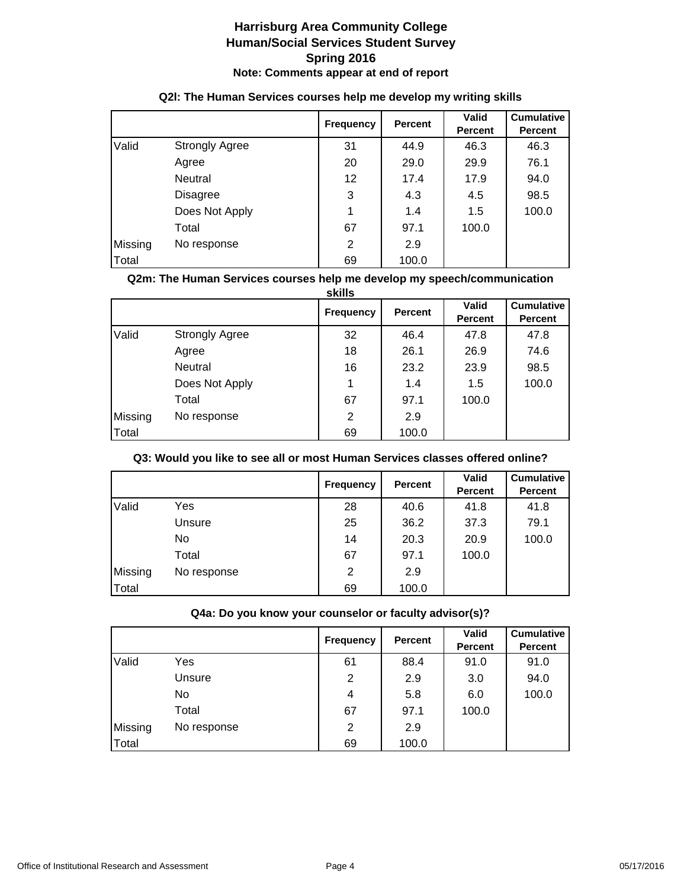# Harrisburg Area Community College
## Human/Social Services Student Survey
## Spring 2016
**Note: Comments appear at end of report**

### Q2l: The Human Services courses help me develop my writing skills

| | | Frequency | Percent | Valid Percent | Cumulative Percent |
|---|---|---|---|---|---|
| Valid | Strongly Agree | 31 | 44.9 | 46.3 | 46.3 |
| | Agree | 20 | 29.0 | 29.9 | 76.1 |
| | Neutral | 12 | 17.4 | 17.9 | 94.0 |
| | Disagree | 3 | 4.3 | 4.5 | 98.5 |
| | Does Not Apply | 1 | 1.4 | 1.5 | 100.0 |
| | Total | 67 | 97.1 | 100.0 | |
| Missing | No response | 2 | 2.9 | | |
| Total | | 69 | 100.0 | | |

### Q2m: The Human Services courses help me develop my speech/communication skills

| | | Frequency | Percent | Valid Percent | Cumulative Percent |
|---|---|---|---|---|---|
| Valid | Strongly Agree | 32 | 46.4 | 47.8 | 47.8 |
| | Agree | 18 | 26.1 | 26.9 | 74.6 |
| | Neutral | 16 | 23.2 | 23.9 | 98.5 |
| | Does Not Apply | 1 | 1.4 | 1.5 | 100.0 |
| | Total | 67 | 97.1 | 100.0 | |
| Missing | No response | 2 | 2.9 | | |
| Total | | 69 | 100.0 | | |

### Q3: Would you like to see all or most Human Services classes offered online?

| | | Frequency | Percent | Valid Percent | Cumulative Percent |
|---|---|---|---|---|---|
| Valid | Yes | 28 | 40.6 | 41.8 | 41.8 |
| | Unsure | 25 | 36.2 | 37.3 | 79.1 |
| | No | 14 | 20.3 | 20.9 | 100.0 |
| | Total | 67 | 97.1 | 100.0 | |
| Missing | No response | 2 | 2.9 | | |
| Total | | 69 | 100.0 | | |

### Q4a: Do you know your counselor or faculty advisor(s)?

| | | Frequency | Percent | Valid Percent | Cumulative Percent |
|---|---|---|---|---|---|
| Valid | Yes | 61 | 88.4 | 91.0 | 91.0 |
| | Unsure | 2 | 2.9 | 3.0 | 94.0 |
| | No | 4 | 5.8 | 6.0 | 100.0 |
| | Total | 67 | 97.1 | 100.0 | |
| Missing | No response | 2 | 2.9 | | |
| Total | | 69 | 100.0 | | |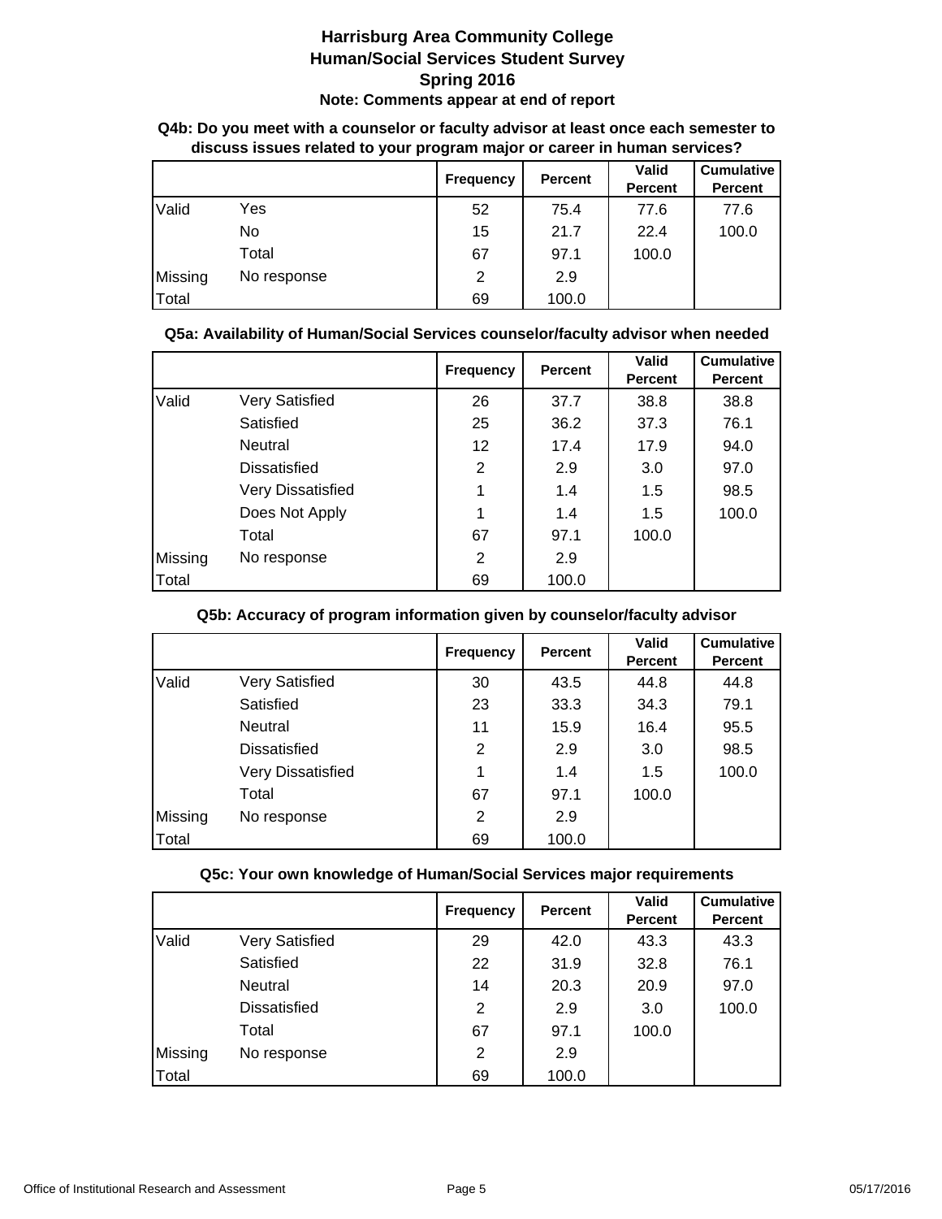# Harrisburg Area Community College
## Human/Social Services Student Survey
## Spring 2016
**Note: Comments appear at end of report**

**Q4b: Do you meet with a counselor or faculty advisor at least once each semester to discuss issues related to your program major or career in human services?**

| | | Frequency | Percent | Valid Percent | Cumulative Percent |
|---|---|---|---|---|---|
| Valid | Yes | 52 | 75.4 | 77.6 | 77.6 |
| | No | 15 | 21.7 | 22.4 | 100.0 |
| | Total | 67 | 97.1 | 100.0 | |
| Missing | No response | 2 | 2.9 | | |
| Total | | 69 | 100.0 | | |

**Q5a: Availability of Human/Social Services counselor/faculty advisor when needed**

| | | Frequency | Percent | Valid Percent | Cumulative Percent |
|---|---|---|---|---|---|
| Valid | Very Satisfied | 26 | 37.7 | 38.8 | 38.8 |
| | Satisfied | 25 | 36.2 | 37.3 | 76.1 |
| | Neutral | 12 | 17.4 | 17.9 | 94.0 |
| | Dissatisfied | 2 | 2.9 | 3.0 | 97.0 |
| | Very Dissatisfied | 1 | 1.4 | 1.5 | 98.5 |
| | Does Not Apply | 1 | 1.4 | 1.5 | 100.0 |
| | Total | 67 | 97.1 | 100.0 | |
| Missing | No response | 2 | 2.9 | | |
| Total | | 69 | 100.0 | | |

**Q5b: Accuracy of program information given by counselor/faculty advisor**

| | | Frequency | Percent | Valid Percent | Cumulative Percent |
|---|---|---|---|---|---|
| Valid | Very Satisfied | 30 | 43.5 | 44.8 | 44.8 |
| | Satisfied | 23 | 33.3 | 34.3 | 79.1 |
| | Neutral | 11 | 15.9 | 16.4 | 95.5 |
| | Dissatisfied | 2 | 2.9 | 3.0 | 98.5 |
| | Very Dissatisfied | 1 | 1.4 | 1.5 | 100.0 |
| | Total | 67 | 97.1 | 100.0 | |
| Missing | No response | 2 | 2.9 | | |
| Total | | 69 | 100.0 | | |

**Q5c: Your own knowledge of Human/Social Services major requirements**

| | | Frequency | Percent | Valid Percent | Cumulative Percent |
|---|---|---|---|---|---|
| Valid | Very Satisfied | 29 | 42.0 | 43.3 | 43.3 |
| | Satisfied | 22 | 31.9 | 32.8 | 76.1 |
| | Neutral | 14 | 20.3 | 20.9 | 97.0 |
| | Dissatisfied | 2 | 2.9 | 3.0 | 100.0 |
| | Total | 67 | 97.1 | 100.0 | |
| Missing | No response | 2 | 2.9 | | |
| Total | | 69 | 100.0 | | |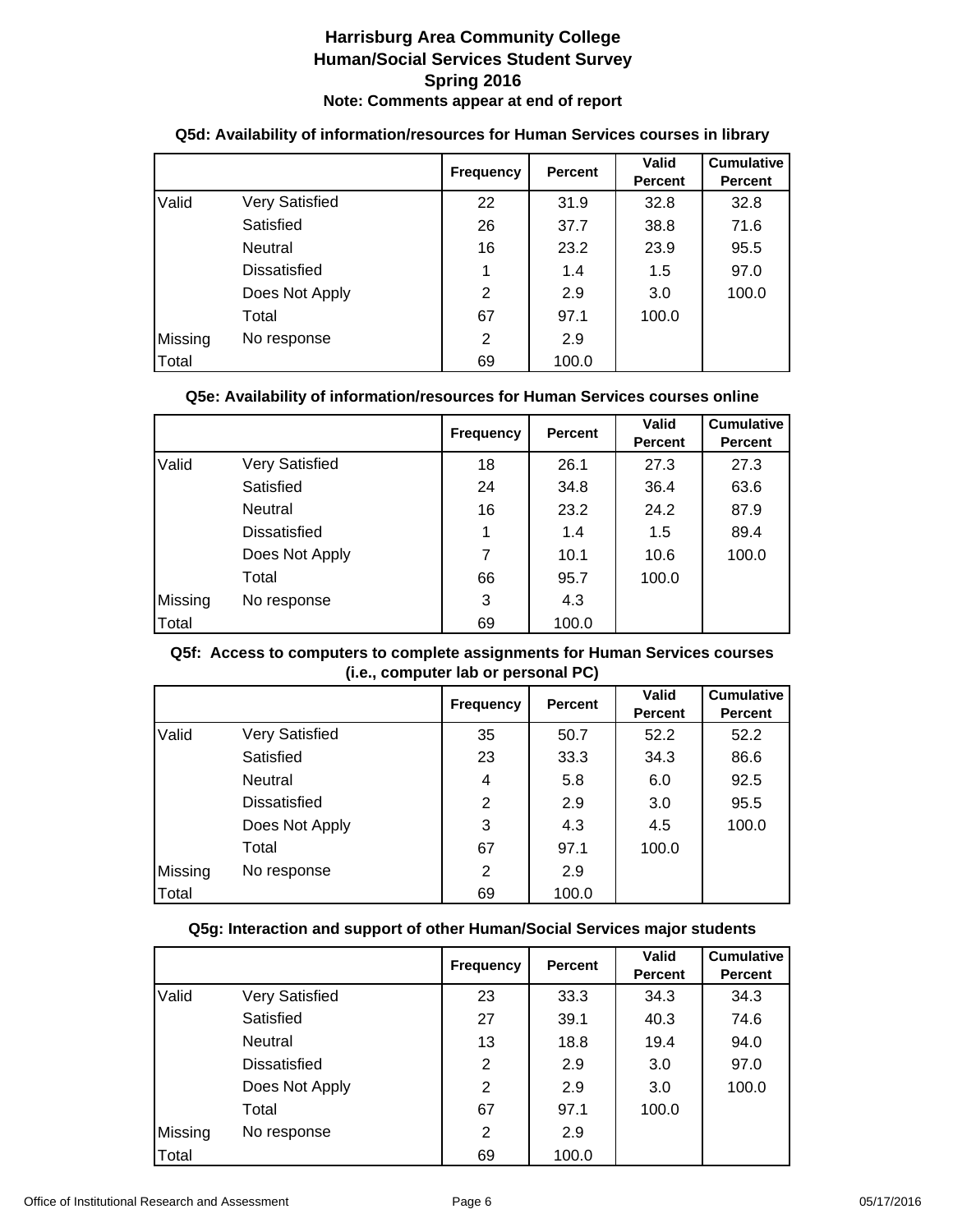# Harrisburg Area Community College
# Human/Social Services Student Survey
# Spring 2016
**Note: Comments appear at end of report**

### Q5d: Availability of information/resources for Human Services courses in library

| | | Frequency | Percent | Valid Percent | Cumulative Percent |
|---|---|---|---|---|---|
| Valid | Very Satisfied | 22 | 31.9 | 32.8 | 32.8 |
| | Satisfied | 26 | 37.7 | 38.8 | 71.6 |
| | Neutral | 16 | 23.2 | 23.9 | 95.5 |
| | Dissatisfied | 1 | 1.4 | 1.5 | 97.0 |
| | Does Not Apply | 2 | 2.9 | 3.0 | 100.0 |
| | Total | 67 | 97.1 | 100.0 | |
| Missing | No response | 2 | 2.9 | | |
| Total | | 69 | 100.0 | | |

### Q5e: Availability of information/resources for Human Services courses online

| | | Frequency | Percent | Valid Percent | Cumulative Percent |
|---|---|---|---|---|---|
| Valid | Very Satisfied | 18 | 26.1 | 27.3 | 27.3 |
| | Satisfied | 24 | 34.8 | 36.4 | 63.6 |
| | Neutral | 16 | 23.2 | 24.2 | 87.9 |
| | Dissatisfied | 1 | 1.4 | 1.5 | 89.4 |
| | Does Not Apply | 7 | 10.1 | 10.6 | 100.0 |
| | Total | 66 | 95.7 | 100.0 | |
| Missing | No response | 3 | 4.3 | | |
| Total | | 69 | 100.0 | | |

### Q5f: Access to computers to complete assignments for Human Services courses (i.e., computer lab or personal PC)

| | | Frequency | Percent | Valid Percent | Cumulative Percent |
|---|---|---|---|---|---|
| Valid | Very Satisfied | 35 | 50.7 | 52.2 | 52.2 |
| | Satisfied | 23 | 33.3 | 34.3 | 86.6 |
| | Neutral | 4 | 5.8 | 6.0 | 92.5 |
| | Dissatisfied | 2 | 2.9 | 3.0 | 95.5 |
| | Does Not Apply | 3 | 4.3 | 4.5 | 100.0 |
| | Total | 67 | 97.1 | 100.0 | |
| Missing | No response | 2 | 2.9 | | |
| Total | | 69 | 100.0 | | |

### Q5g: Interaction and support of other Human/Social Services major students

| | | Frequency | Percent | Valid Percent | Cumulative Percent |
|---|---|---|---|---|---|
| Valid | Very Satisfied | 23 | 33.3 | 34.3 | 34.3 |
| | Satisfied | 27 | 39.1 | 40.3 | 74.6 |
| | Neutral | 13 | 18.8 | 19.4 | 94.0 |
| | Dissatisfied | 2 | 2.9 | 3.0 | 97.0 |
| | Does Not Apply | 2 | 2.9 | 3.0 | 100.0 |
| | Total | 67 | 97.1 | 100.0 | |
| Missing | No response | 2 | 2.9 | | |
| Total | | 69 | 100.0 | | |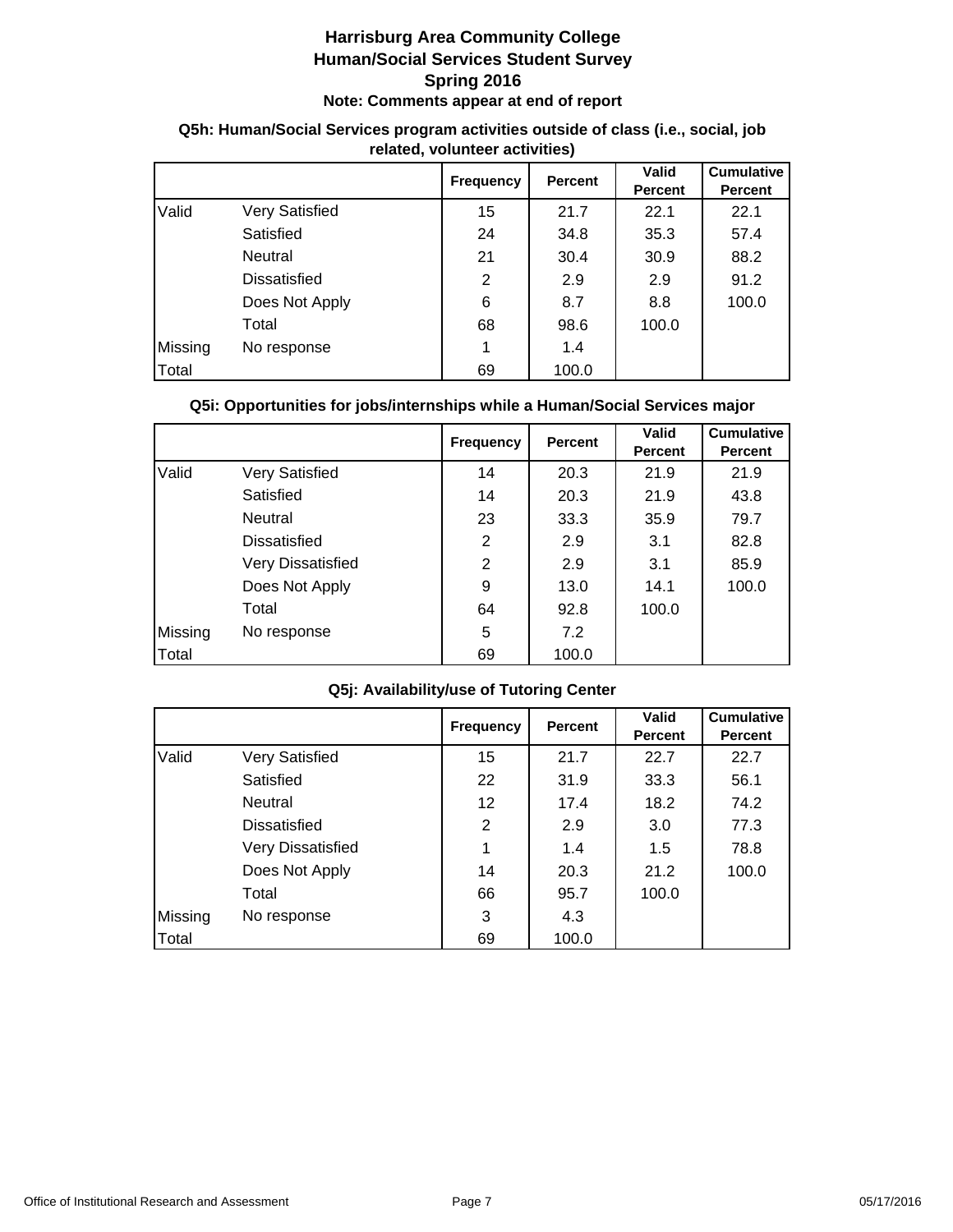# Harrisburg Area Community College
# Human/Social Services Student Survey
# Spring 2016
**Note: Comments appear at end of report**

### Q5h: Human/Social Services program activities outside of class (i.e., social, job related, volunteer activities)

| | | Frequency | Percent | Valid Percent | Cumulative Percent |
|---|---|---|---|---|---|
| Valid | Very Satisfied | 15 | 21.7 | 22.1 | 22.1 |
| | Satisfied | 24 | 34.8 | 35.3 | 57.4 |
| | Neutral | 21 | 30.4 | 30.9 | 88.2 |
| | Dissatisfied | 2 | 2.9 | 2.9 | 91.2 |
| | Does Not Apply | 6 | 8.7 | 8.8 | 100.0 |
| | Total | 68 | 98.6 | 100.0 | |
| Missing | No response | 1 | 1.4 | | |
| Total | | 69 | 100.0 | | |

### Q5i: Opportunities for jobs/internships while a Human/Social Services major

| | | Frequency | Percent | Valid Percent | Cumulative Percent |
|---|---|---|---|---|---|
| Valid | Very Satisfied | 14 | 20.3 | 21.9 | 21.9 |
| | Satisfied | 14 | 20.3 | 21.9 | 43.8 |
| | Neutral | 23 | 33.3 | 35.9 | 79.7 |
| | Dissatisfied | 2 | 2.9 | 3.1 | 82.8 |
| | Very Dissatisfied | 2 | 2.9 | 3.1 | 85.9 |
| | Does Not Apply | 9 | 13.0 | 14.1 | 100.0 |
| | Total | 64 | 92.8 | 100.0 | |
| Missing | No response | 5 | 7.2 | | |
| Total | | 69 | 100.0 | | |

### Q5j: Availability/use of Tutoring Center

| | | Frequency | Percent | Valid Percent | Cumulative Percent |
|---|---|---|---|---|---|
| Valid | Very Satisfied | 15 | 21.7 | 22.7 | 22.7 |
| | Satisfied | 22 | 31.9 | 33.3 | 56.1 |
| | Neutral | 12 | 17.4 | 18.2 | 74.2 |
| | Dissatisfied | 2 | 2.9 | 3.0 | 77.3 |
| | Very Dissatisfied | 1 | 1.4 | 1.5 | 78.8 |
| | Does Not Apply | 14 | 20.3 | 21.2 | 100.0 |
| | Total | 66 | 95.7 | 100.0 | |
| Missing | No response | 3 | 4.3 | | |
| Total | | 69 | 100.0 | | |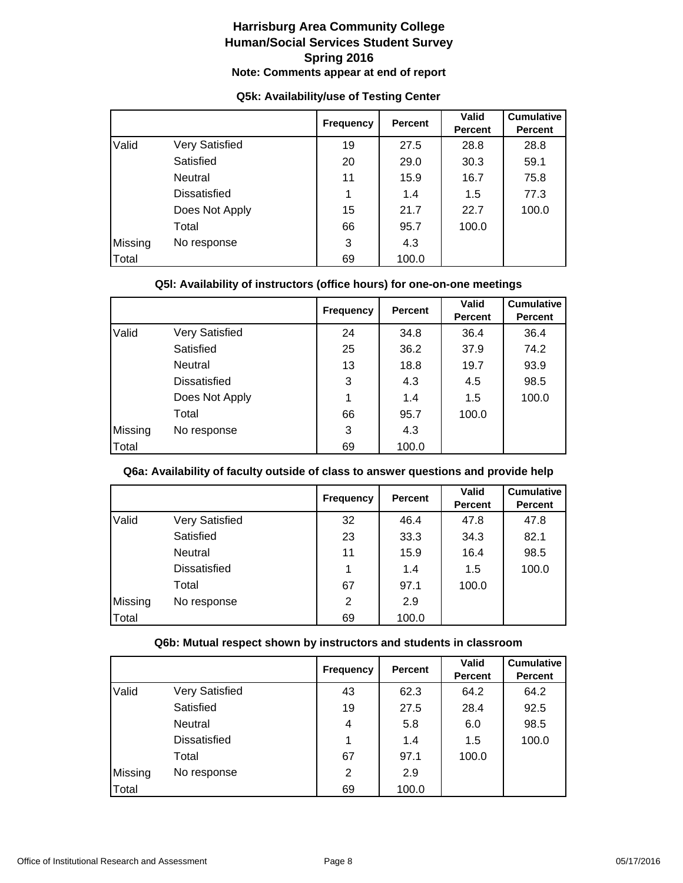# Harrisburg Area Community College
## Human/Social Services Student Survey
## Spring 2016
**Note: Comments appear at end of report**

### Q5k: Availability/use of Testing Center

| | | Frequency | Percent | Valid Percent | Cumulative Percent |
|---|---|---|---|---|---|
| Valid | Very Satisfied | 19 | 27.5 | 28.8 | 28.8 |
| | Satisfied | 20 | 29.0 | 30.3 | 59.1 |
| | Neutral | 11 | 15.9 | 16.7 | 75.8 |
| | Dissatisfied | 1 | 1.4 | 1.5 | 77.3 |
| | Does Not Apply | 15 | 21.7 | 22.7 | 100.0 |
| | Total | 66 | 95.7 | 100.0 | |
| Missing | No response | 3 | 4.3 | | |
| Total | | 69 | 100.0 | | |

### Q5l: Availability of instructors (office hours) for one-on-one meetings

| | | Frequency | Percent | Valid Percent | Cumulative Percent |
|---|---|---|---|---|---|
| Valid | Very Satisfied | 24 | 34.8 | 36.4 | 36.4 |
| | Satisfied | 25 | 36.2 | 37.9 | 74.2 |
| | Neutral | 13 | 18.8 | 19.7 | 93.9 |
| | Dissatisfied | 3 | 4.3 | 4.5 | 98.5 |
| | Does Not Apply | 1 | 1.4 | 1.5 | 100.0 |
| | Total | 66 | 95.7 | 100.0 | |
| Missing | No response | 3 | 4.3 | | |
| Total | | 69 | 100.0 | | |

### Q6a: Availability of faculty outside of class to answer questions and provide help

| | | Frequency | Percent | Valid Percent | Cumulative Percent |
|---|---|---|---|---|---|
| Valid | Very Satisfied | 32 | 46.4 | 47.8 | 47.8 |
| | Satisfied | 23 | 33.3 | 34.3 | 82.1 |
| | Neutral | 11 | 15.9 | 16.4 | 98.5 |
| | Dissatisfied | 1 | 1.4 | 1.5 | 100.0 |
| | Total | 67 | 97.1 | 100.0 | |
| Missing | No response | 2 | 2.9 | | |
| Total | | 69 | 100.0 | | |

### Q6b: Mutual respect shown by instructors and students in classroom

| | | Frequency | Percent | Valid Percent | Cumulative Percent |
|---|---|---|---|---|---|
| Valid | Very Satisfied | 43 | 62.3 | 64.2 | 64.2 |
| | Satisfied | 19 | 27.5 | 28.4 | 92.5 |
| | Neutral | 4 | 5.8 | 6.0 | 98.5 |
| | Dissatisfied | 1 | 1.4 | 1.5 | 100.0 |
| | Total | 67 | 97.1 | 100.0 | |
| Missing | No response | 2 | 2.9 | | |
| Total | | 69 | 100.0 | | |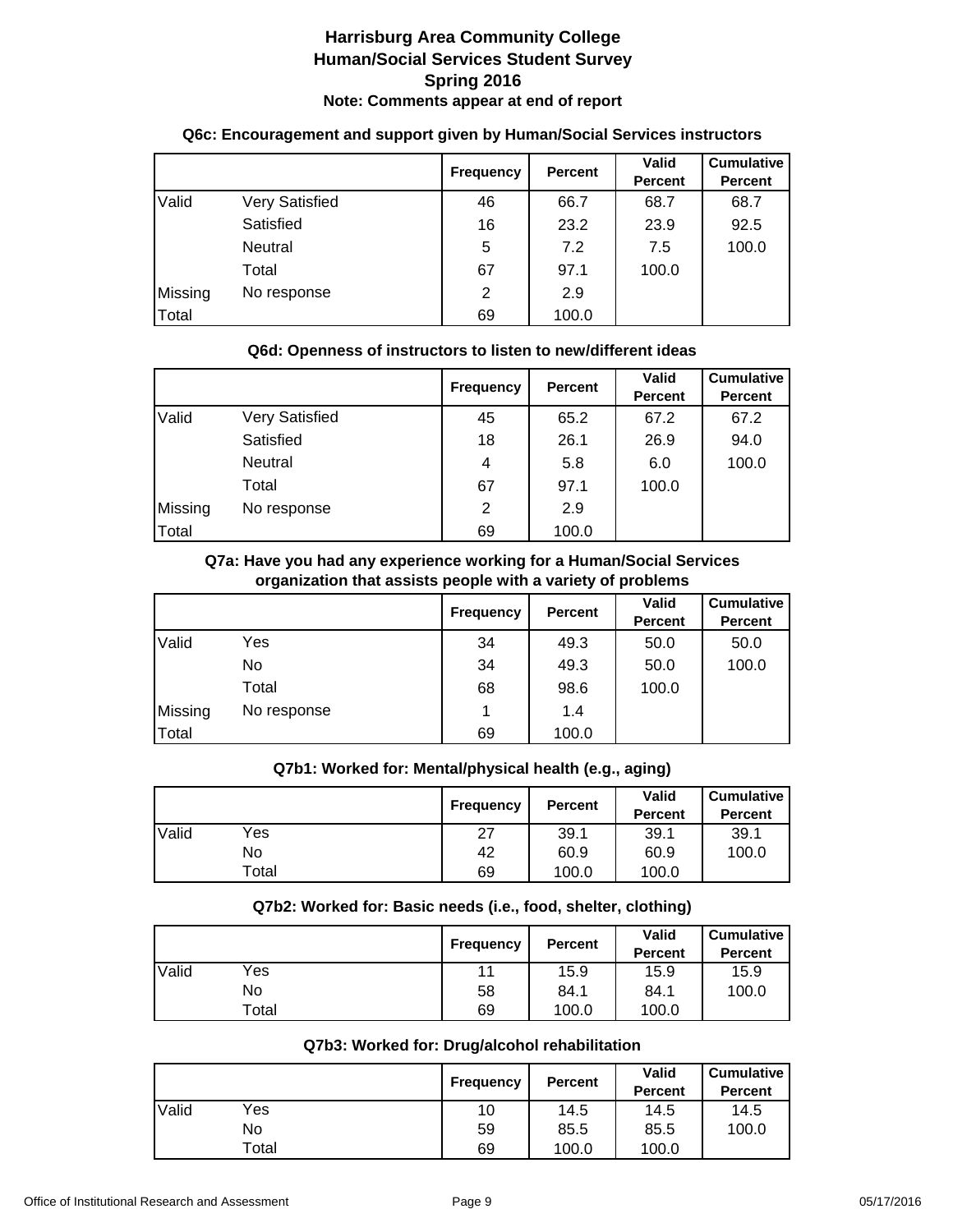# Harrisburg Area Community College
## Human/Social Services Student Survey
## Spring 2016
**Note: Comments appear at end of report**

### Q6c: Encouragement and support given by Human/Social Services instructors

| | | Frequency | Percent | Valid Percent | Cumulative Percent |
|---|---|---|---|---|---|
| Valid | Very Satisfied | 46 | 66.7 | 68.7 | 68.7 |
| | Satisfied | 16 | 23.2 | 23.9 | 92.5 |
| | Neutral | 5 | 7.2 | 7.5 | 100.0 |
| | Total | 67 | 97.1 | 100.0 | |
| Missing | No response | 2 | 2.9 | | |
| Total | | 69 | 100.0 | | |

### Q6d: Openness of instructors to listen to new/different ideas

| | | Frequency | Percent | Valid Percent | Cumulative Percent |
|---|---|---|---|---|---|
| Valid | Very Satisfied | 45 | 65.2 | 67.2 | 67.2 |
| | Satisfied | 18 | 26.1 | 26.9 | 94.0 |
| | Neutral | 4 | 5.8 | 6.0 | 100.0 |
| | Total | 67 | 97.1 | 100.0 | |
| Missing | No response | 2 | 2.9 | | |
| Total | | 69 | 100.0 | | |

### Q7a: Have you had any experience working for a Human/Social Services organization that assists people with a variety of problems

| | | Frequency | Percent | Valid Percent | Cumulative Percent |
|---|---|---|---|---|---|
| Valid | Yes | 34 | 49.3 | 50.0 | 50.0 |
| | No | 34 | 49.3 | 50.0 | 100.0 |
| | Total | 68 | 98.6 | 100.0 | |
| Missing | No response | 1 | 1.4 | | |
| Total | | 69 | 100.0 | | |

### Q7b1: Worked for: Mental/physical health (e.g., aging)

| | | Frequency | Percent | Valid Percent | Cumulative Percent |
|---|---|---|---|---|---|
| Valid | Yes | 27 | 39.1 | 39.1 | 39.1 |
| | No | 42 | 60.9 | 60.9 | 100.0 |
| | Total | 69 | 100.0 | 100.0 | |

### Q7b2: Worked for: Basic needs (i.e., food, shelter, clothing)

| | | Frequency | Percent | Valid Percent | Cumulative Percent |
|---|---|---|---|---|---|
| Valid | Yes | 11 | 15.9 | 15.9 | 15.9 |
| | No | 58 | 84.1 | 84.1 | 100.0 |
| | Total | 69 | 100.0 | 100.0 | |

### Q7b3: Worked for: Drug/alcohol rehabilitation

| | | Frequency | Percent | Valid Percent | Cumulative Percent |
|---|---|---|---|---|---|
| Valid | Yes | 10 | 14.5 | 14.5 | 14.5 |
| | No | 59 | 85.5 | 85.5 | 100.0 |
| | Total | 69 | 100.0 | 100.0 | |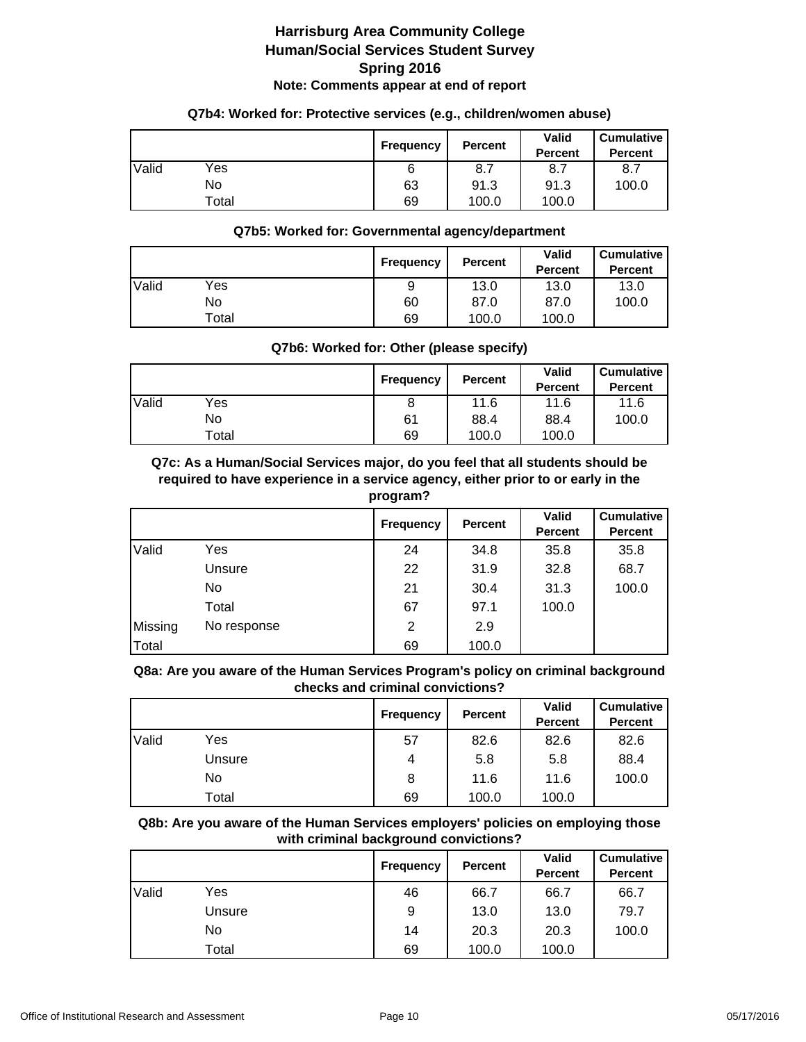# Harrisburg Area Community College
# Human/Social Services Student Survey
# Spring 2016

**Note: Comments appear at end of report**

### Q7b4: Worked for: Protective services (e.g., children/women abuse)

| | | Frequency | Percent | Valid Percent | Cumulative Percent |
|---|---|---|---|---|---|
| Valid | Yes | 6 | 8.7 | 8.7 | 8.7 |
| | No | 63 | 91.3 | 91.3 | 100.0 |
| | Total | 69 | 100.0 | 100.0 | |

### Q7b5: Worked for: Governmental agency/department

| | | Frequency | Percent | Valid Percent | Cumulative Percent |
|---|---|---|---|---|---|
| Valid | Yes | 9 | 13.0 | 13.0 | 13.0 |
| | No | 60 | 87.0 | 87.0 | 100.0 |
| | Total | 69 | 100.0 | 100.0 | |

### Q7b6: Worked for: Other (please specify)

| | | Frequency | Percent | Valid Percent | Cumulative Percent |
|---|---|---|---|---|---|
| Valid | Yes | 8 | 11.6 | 11.6 | 11.6 |
| | No | 61 | 88.4 | 88.4 | 100.0 |
| | Total | 69 | 100.0 | 100.0 | |

### Q7c: As a Human/Social Services major, do you feel that all students should be required to have experience in a service agency, either prior to or early in the program?

| | | Frequency | Percent | Valid Percent | Cumulative Percent |
|---|---|---|---|---|---|
| Valid | Yes | 24 | 34.8 | 35.8 | 35.8 |
| | Unsure | 22 | 31.9 | 32.8 | 68.7 |
| | No | 21 | 30.4 | 31.3 | 100.0 |
| | Total | 67 | 97.1 | 100.0 | |
| Missing | No response | 2 | 2.9 | | |
| Total | | 69 | 100.0 | | |

### Q8a: Are you aware of the Human Services Program's policy on criminal background checks and criminal convictions?

| | | Frequency | Percent | Valid Percent | Cumulative Percent |
|---|---|---|---|---|---|
| Valid | Yes | 57 | 82.6 | 82.6 | 82.6 |
| | Unsure | 4 | 5.8 | 5.8 | 88.4 |
| | No | 8 | 11.6 | 11.6 | 100.0 |
| | Total | 69 | 100.0 | 100.0 | |

### Q8b: Are you aware of the Human Services employers' policies on employing those with criminal background convictions?

| | | Frequency | Percent | Valid Percent | Cumulative Percent |
|---|---|---|---|---|---|
| Valid | Yes | 46 | 66.7 | 66.7 | 66.7 |
| | Unsure | 9 | 13.0 | 13.0 | 79.7 |
| | No | 14 | 20.3 | 20.3 | 100.0 |
| | Total | 69 | 100.0 | 100.0 | |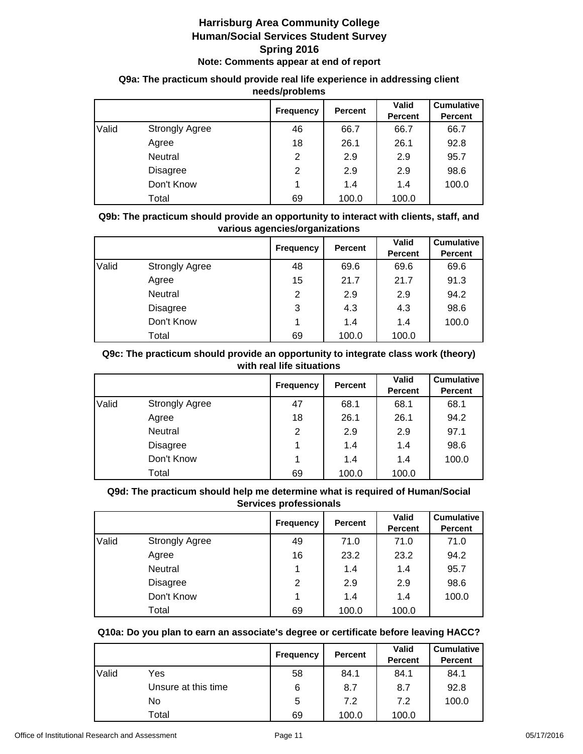# Harrisburg Area Community College
## Human/Social Services Student Survey
## Spring 2016
### Note: Comments appear at end of report

**Q9a: The practicum should provide real life experience in addressing client needs/problems**

| | | Frequency | Percent | Valid Percent | Cumulative Percent |
|---|---|---|---|---|---|
| Valid | Strongly Agree | 46 | 66.7 | 66.7 | 66.7 |
| | Agree | 18 | 26.1 | 26.1 | 92.8 |
| | Neutral | 2 | 2.9 | 2.9 | 95.7 |
| | Disagree | 2 | 2.9 | 2.9 | 98.6 |
| | Don't Know | 1 | 1.4 | 1.4 | 100.0 |
| | Total | 69 | 100.0 | 100.0 | |

**Q9b: The practicum should provide an opportunity to interact with clients, staff, and various agencies/organizations**

| | | Frequency | Percent | Valid Percent | Cumulative Percent |
|---|---|---|---|---|---|
| Valid | Strongly Agree | 48 | 69.6 | 69.6 | 69.6 |
| | Agree | 15 | 21.7 | 21.7 | 91.3 |
| | Neutral | 2 | 2.9 | 2.9 | 94.2 |
| | Disagree | 3 | 4.3 | 4.3 | 98.6 |
| | Don't Know | 1 | 1.4 | 1.4 | 100.0 |
| | Total | 69 | 100.0 | 100.0 | |

**Q9c: The practicum should provide an opportunity to integrate class work (theory) with real life situations**

| | | Frequency | Percent | Valid Percent | Cumulative Percent |
|---|---|---|---|---|---|
| Valid | Strongly Agree | 47 | 68.1 | 68.1 | 68.1 |
| | Agree | 18 | 26.1 | 26.1 | 94.2 |
| | Neutral | 2 | 2.9 | 2.9 | 97.1 |
| | Disagree | 1 | 1.4 | 1.4 | 98.6 |
| | Don't Know | 1 | 1.4 | 1.4 | 100.0 |
| | Total | 69 | 100.0 | 100.0 | |

**Q9d: The practicum should help me determine what is required of Human/Social Services professionals**

| | | Frequency | Percent | Valid Percent | Cumulative Percent |
|---|---|---|---|---|---|
| Valid | Strongly Agree | 49 | 71.0 | 71.0 | 71.0 |
| | Agree | 16 | 23.2 | 23.2 | 94.2 |
| | Neutral | 1 | 1.4 | 1.4 | 95.7 |
| | Disagree | 2 | 2.9 | 2.9 | 98.6 |
| | Don't Know | 1 | 1.4 | 1.4 | 100.0 |
| | Total | 69 | 100.0 | 100.0 | |

**Q10a: Do you plan to earn an associate's degree or certificate before leaving HACC?**

| | | Frequency | Percent | Valid Percent | Cumulative Percent |
|---|---|---|---|---|---|
| Valid | Yes | 58 | 84.1 | 84.1 | 84.1 |
| | Unsure at this time | 6 | 8.7 | 8.7 | 92.8 |
| | No | 5 | 7.2 | 7.2 | 100.0 |
| | Total | 69 | 100.0 | 100.0 | |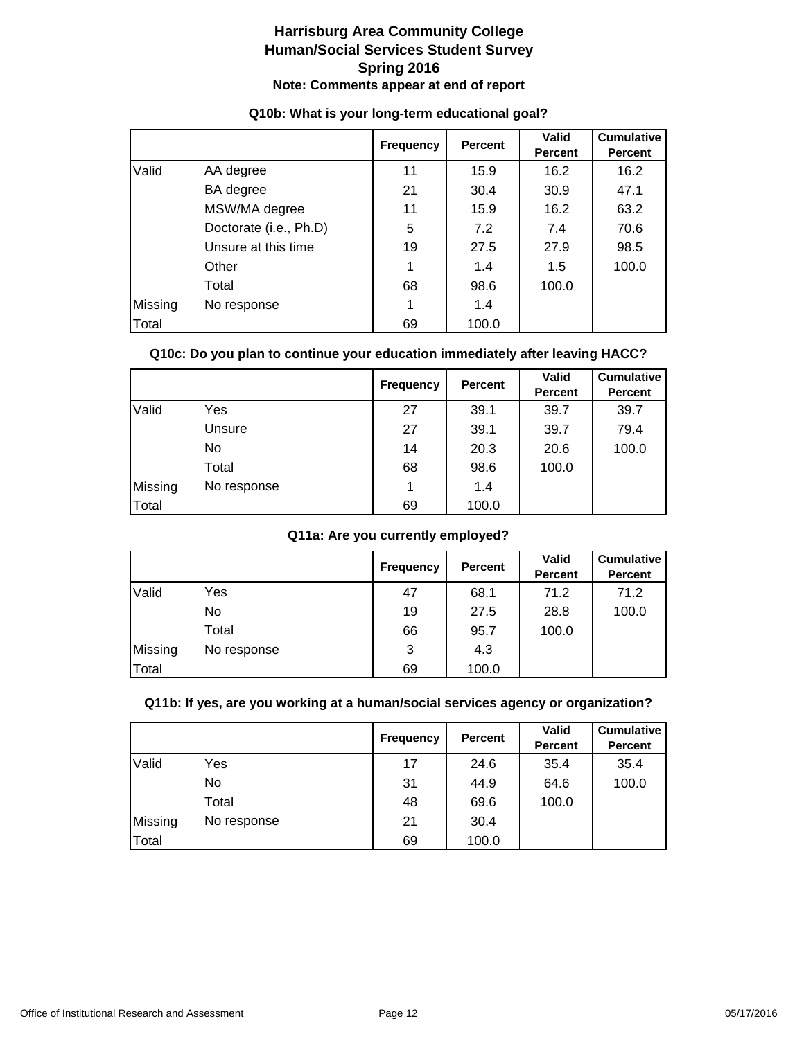# Harrisburg Area Community College
## Human/Social Services Student Survey
## Spring 2016
### Note: Comments appear at end of report

**Q10b: What is your long-term educational goal?**

| | | Frequency | Percent | Valid Percent | Cumulative Percent |
|---|---|---|---|---|---|
| Valid | AA degree | 11 | 15.9 | 16.2 | 16.2 |
| | BA degree | 21 | 30.4 | 30.9 | 47.1 |
| | MSW/MA degree | 11 | 15.9 | 16.2 | 63.2 |
| | Doctorate (i.e., Ph.D) | 5 | 7.2 | 7.4 | 70.6 |
| | Unsure at this time | 19 | 27.5 | 27.9 | 98.5 |
| | Other | 1 | 1.4 | 1.5 | 100.0 |
| | Total | 68 | 98.6 | 100.0 | |
| Missing | No response | 1 | 1.4 | | |
| Total | | 69 | 100.0 | | |

**Q10c: Do you plan to continue your education immediately after leaving HACC?**

| | | Frequency | Percent | Valid Percent | Cumulative Percent |
|---|---|---|---|---|---|
| Valid | Yes | 27 | 39.1 | 39.7 | 39.7 |
| | Unsure | 27 | 39.1 | 39.7 | 79.4 |
| | No | 14 | 20.3 | 20.6 | 100.0 |
| | Total | 68 | 98.6 | 100.0 | |
| Missing | No response | 1 | 1.4 | | |
| Total | | 69 | 100.0 | | |

**Q11a: Are you currently employed?**

| | | Frequency | Percent | Valid Percent | Cumulative Percent |
|---|---|---|---|---|---|
| Valid | Yes | 47 | 68.1 | 71.2 | 71.2 |
| | No | 19 | 27.5 | 28.8 | 100.0 |
| | Total | 66 | 95.7 | 100.0 | |
| Missing | No response | 3 | 4.3 | | |
| Total | | 69 | 100.0 | | |

**Q11b: If yes, are you working at a human/social services agency or organization?**

| | | Frequency | Percent | Valid Percent | Cumulative Percent |
|---|---|---|---|---|---|
| Valid | Yes | 17 | 24.6 | 35.4 | 35.4 |
| | No | 31 | 44.9 | 64.6 | 100.0 |
| | Total | 48 | 69.6 | 100.0 | |
| Missing | No response | 21 | 30.4 | | |
| Total | | 69 | 100.0 | | |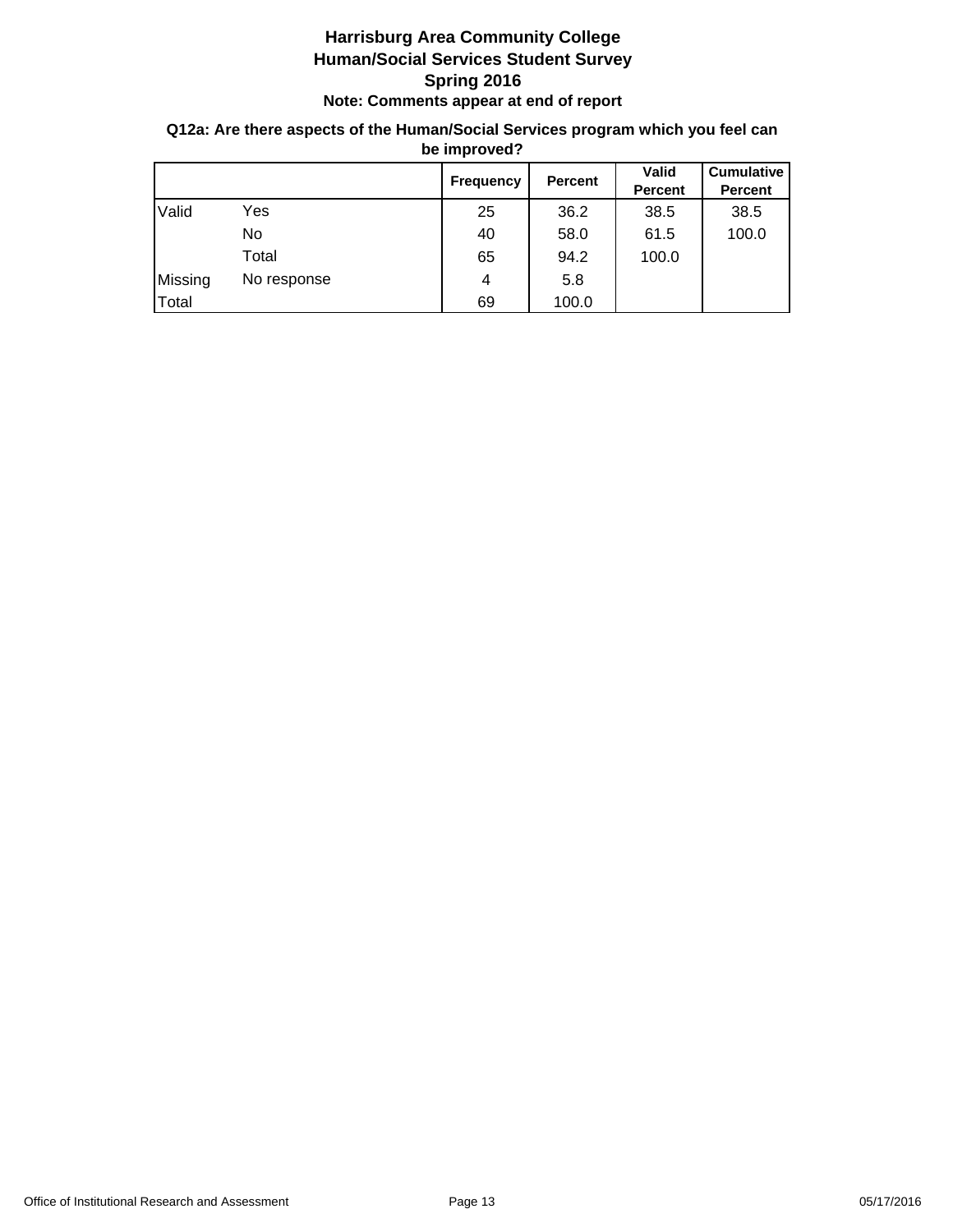**Harrisburg Area Community College**
**Human/Social Services Student Survey**
**Spring 2016**
**Note: Comments appear at end of report**

**Q12a: Are there aspects of the Human/Social Services program which you feel can be improved?**

| | | Frequency | Percent | Valid Percent | Cumulative Percent |
|---|---|---|---|---|---|
| Valid | Yes | 25 | 36.2 | 38.5 | 38.5 |
| | No | 40 | 58.0 | 61.5 | 100.0 |
| | Total | 65 | 94.2 | 100.0 | |
| Missing | No response | 4 | 5.8 | | |
| Total | | 69 | 100.0 | | |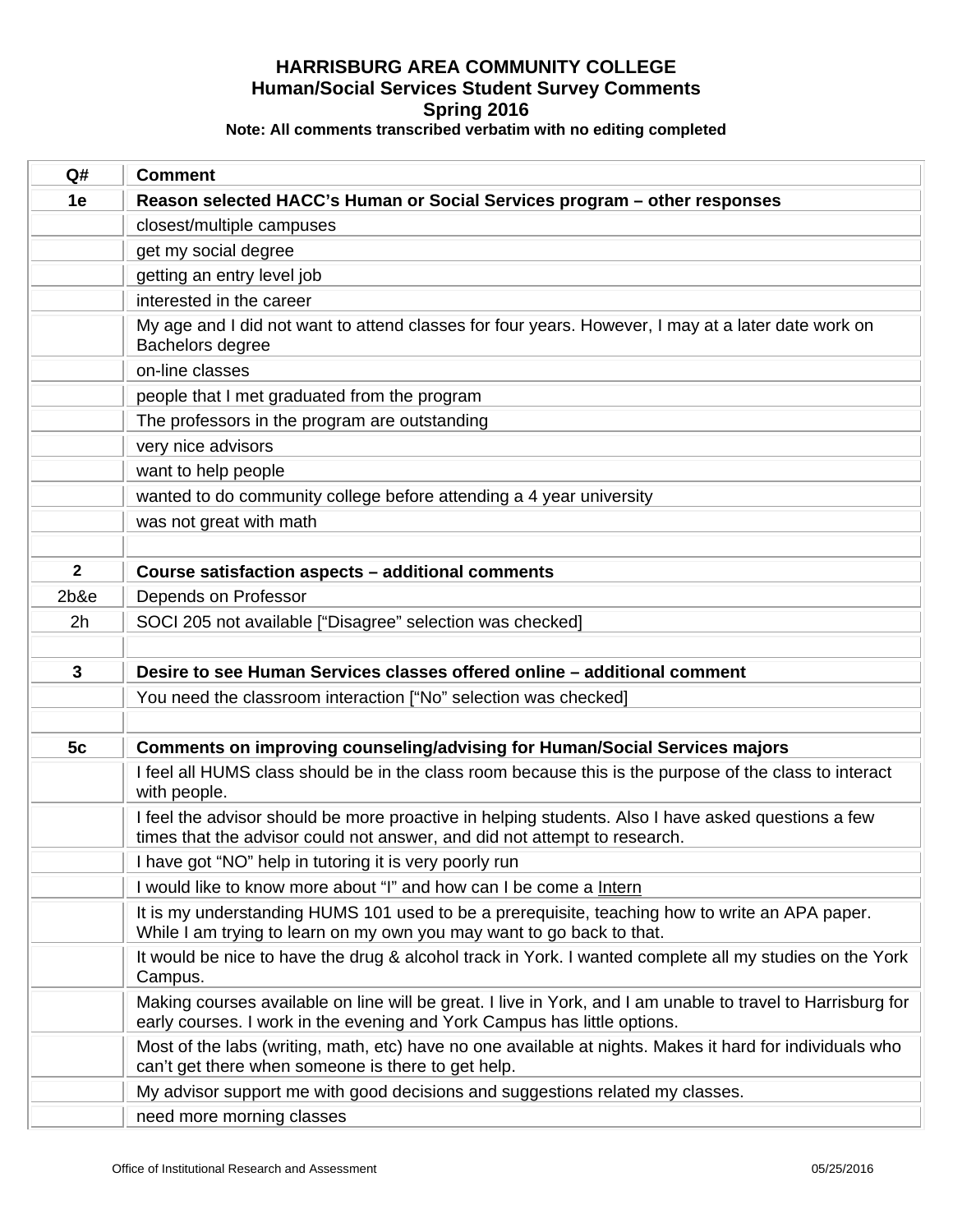**HARRISBURG AREA COMMUNITY COLLEGE**
**Human/Social Services Student Survey Comments**
**Spring 2016**
**Note: All comments transcribed verbatim with no editing completed**

| Q# | Comment |
|---|---|
| **1e** | **Reason selected HACC's Human or Social Services program – other responses** |
| | closest/multiple campuses |
| | get my social degree |
| | getting an entry level job |
| | interested in the career |
| | My age and I did not want to attend classes for four years. However, I may at a later date work on Bachelors degree |
| | on-line classes |
| | people that I met graduated from the program |
| | The professors in the program are outstanding |
| | very nice advisors |
| | want to help people |
| | wanted to do community college before attending a 4 year university |
| | was not great with math |
| | |
| **2** | **Course satisfaction aspects – additional comments** |
| 2b&e | Depends on Professor |
| 2h | SOCI 205 not available ["Disagree" selection was checked] |
| | |
| **3** | **Desire to see Human Services classes offered online – additional comment** |
| | You need the classroom interaction ["No" selection was checked] |
| | |
| **5c** | **Comments on improving counseling/advising for Human/Social Services majors** |
| | I feel all HUMS class should be in the class room because this is the purpose of the class to interact with people. |
| | I feel the advisor should be more proactive in helping students. Also I have asked questions a few times that the advisor could not answer, and did not attempt to research. |
| | I have got "NO" help in tutoring it is very poorly run |
| | I would like to know more about "I" and how can I be come a Intern |
| | It is my understanding HUMS 101 used to be a prerequisite, teaching how to write an APA paper. While I am trying to learn on my own you may want to go back to that. |
| | It would be nice to have the drug & alcohol track in York. I wanted complete all my studies on the York Campus. |
| | Making courses available on line will be great. I live in York, and I am unable to travel to Harrisburg for early courses. I work in the evening and York Campus has little options. |
| | Most of the labs (writing, math, etc) have no one available at nights. Makes it hard for individuals who can't get there when someone is there to get help. |
| | My advisor support me with good decisions and suggestions related my classes. |
| | need more morning classes |

Office of Institutional Research and Assessment 05/25/2016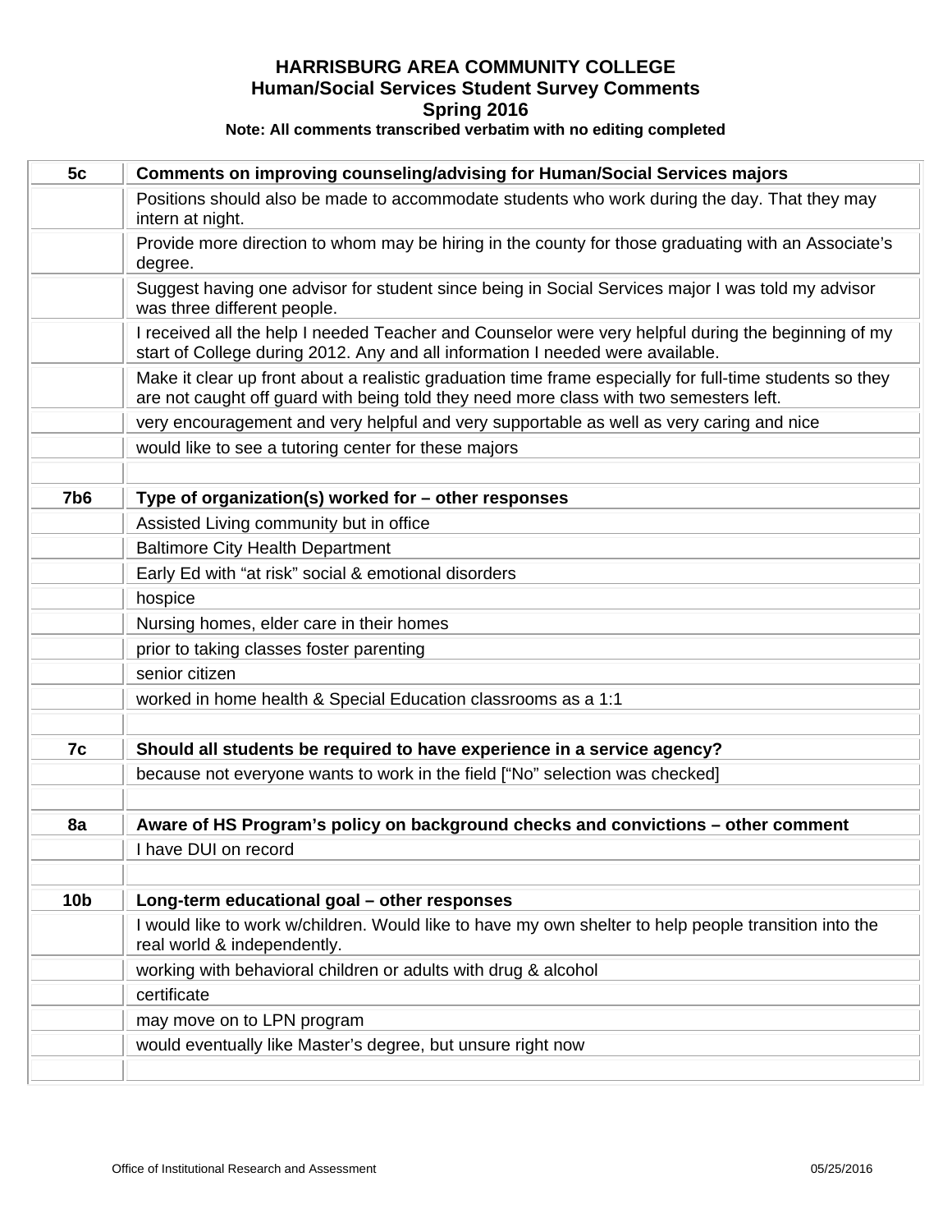**HARRISBURG AREA COMMUNITY COLLEGE**
**Human/Social Services Student Survey Comments**
**Spring 2016**
**Note: All comments transcribed verbatim with no editing completed**

| | |
|---|---|
| **5c** | **Comments on improving counseling/advising for Human/Social Services majors** |
| | Positions should also be made to accommodate students who work during the day. That they may intern at night. |
| | Provide more direction to whom may be hiring in the county for those graduating with an Associate's degree. |
| | Suggest having one advisor for student since being in Social Services major I was told my advisor was three different people. |
| | I received all the help I needed Teacher and Counselor were very helpful during the beginning of my start of College during 2012. Any and all information I needed were available. |
| | Make it clear up front about a realistic graduation time frame especially for full-time students so they are not caught off guard with being told they need more class with two semesters left. |
| | very encouragement and very helpful and very supportable as well as very caring and nice |
| | would like to see a tutoring center for these majors |
| | |
| **7b6** | **Type of organization(s) worked for – other responses** |
| | Assisted Living community but in office |
| | Baltimore City Health Department |
| | Early Ed with "at risk" social & emotional disorders |
| | hospice |
| | Nursing homes, elder care in their homes |
| | prior to taking classes foster parenting |
| | senior citizen |
| | worked in home health & Special Education classrooms as a 1:1 |
| | |
| **7c** | **Should all students be required to have experience in a service agency?** |
| | because not everyone wants to work in the field ["No" selection was checked] |
| | |
| **8a** | **Aware of HS Program's policy on background checks and convictions – other comment** |
| | I have DUI on record |
| | |
| **10b** | **Long-term educational goal – other responses** |
| | I would like to work w/children. Would like to have my own shelter to help people transition into the real world & independently. |
| | working with behavioral children or adults with drug & alcohol |
| | certificate |
| | may move on to LPN program |
| | would eventually like Master's degree, but unsure right now |
| | |

Office of Institutional Research and Assessment 05/25/2016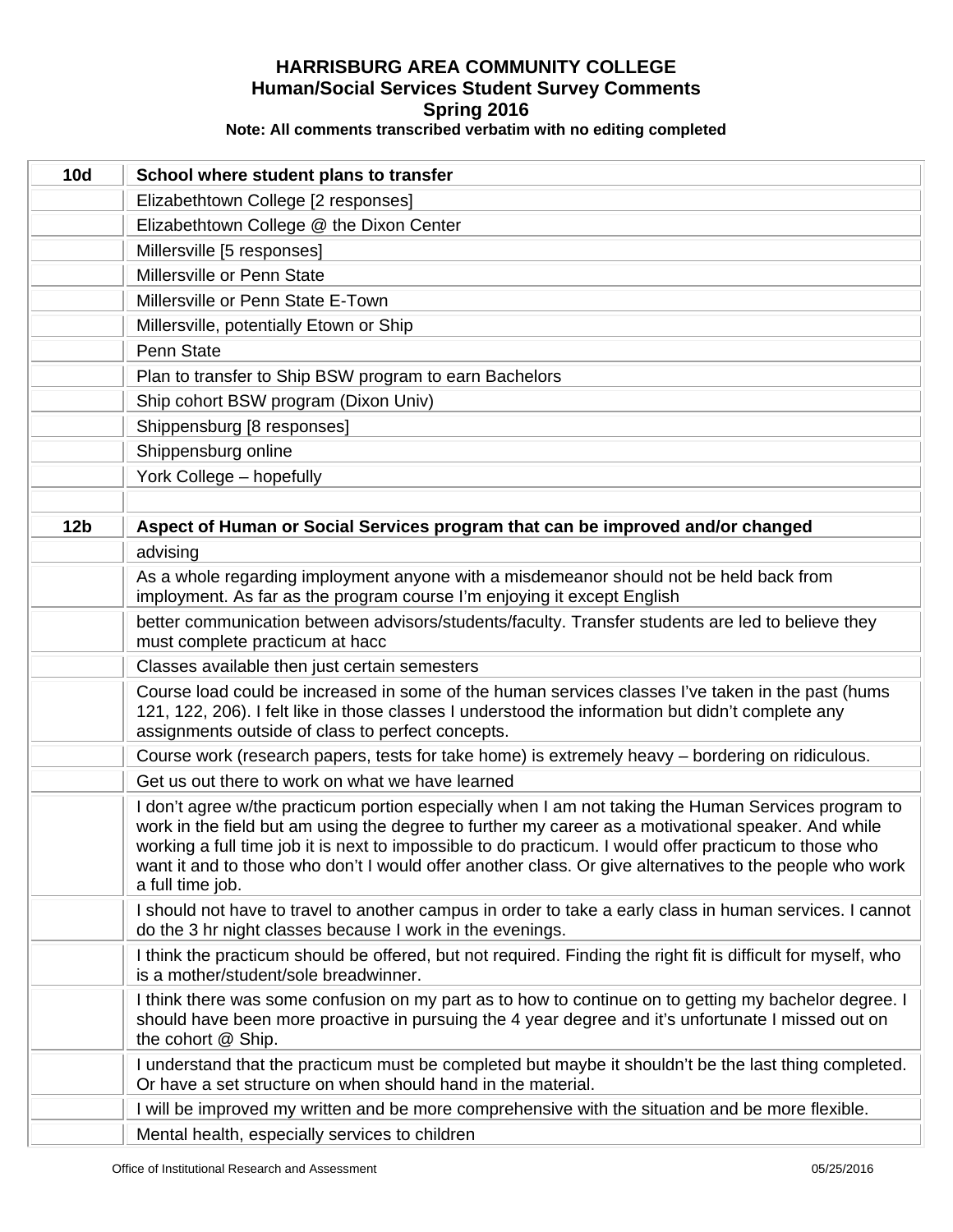**HARRISBURG AREA COMMUNITY COLLEGE**
**Human/Social Services Student Survey Comments**
**Spring 2016**
**Note: All comments transcribed verbatim with no editing completed**

| **10d** | **School where student plans to transfer** |
|---|---|
| | Elizabethtown College [2 responses] |
| | Elizabethtown College @ the Dixon Center |
| | Millersville [5 responses] |
| | Millersville or Penn State |
| | Millersville or Penn State E-Town |
| | Millersville, potentially Etown or Ship |
| | Penn State |
| | Plan to transfer to Ship BSW program to earn Bachelors |
| | Ship cohort BSW program (Dixon Univ) |
| | Shippensburg [8 responses] |
| | Shippensburg online |
| | York College – hopefully |
| | |
| **12b** | **Aspect of Human or Social Services program that can be improved and/or changed** |
| | advising |
| | As a whole regarding imployment anyone with a misdemeanor should not be held back from imployment. As far as the program course I'm enjoying it except English |
| | better communication between advisors/students/faculty. Transfer students are led to believe they must complete practicum at hacc |
| | Classes available then just certain semesters |
| | Course load could be increased in some of the human services classes I've taken in the past (hums 121, 122, 206). I felt like in those classes I understood the information but didn't complete any assignments outside of class to perfect concepts. |
| | Course work (research papers, tests for take home) is extremely heavy – bordering on ridiculous. |
| | Get us out there to work on what we have learned |
| | I don't agree w/the practicum portion especially when I am not taking the Human Services program to work in the field but am using the degree to further my career as a motivational speaker. And while working a full time job it is next to impossible to do practicum. I would offer practicum to those who want it and to those who don't I would offer another class. Or give alternatives to the people who work a full time job. |
| | I should not have to travel to another campus in order to take a early class in human services. I cannot do the 3 hr night classes because I work in the evenings. |
| | I think the practicum should be offered, but not required. Finding the right fit is difficult for myself, who is a mother/student/sole breadwinner. |
| | I think there was some confusion on my part as to how to continue on to getting my bachelor degree. I should have been more proactive in pursuing the 4 year degree and it's unfortunate I missed out on the cohort @ Ship. |
| | I understand that the practicum must be completed but maybe it shouldn't be the last thing completed. Or have a set structure on when should hand in the material. |
| | I will be improved my written and be more comprehensive with the situation and be more flexible. |
| | Mental health, especially services to children |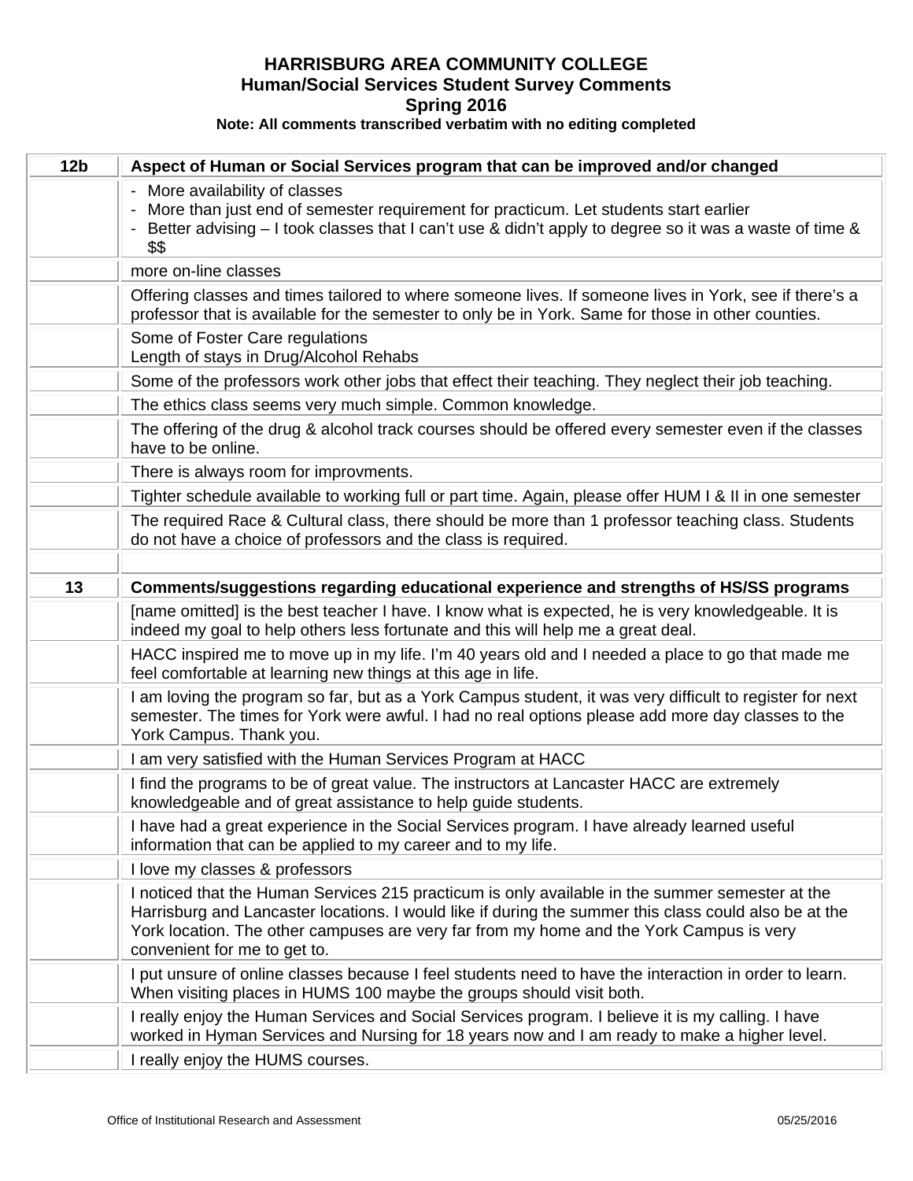**HARRISBURG AREA COMMUNITY COLLEGE**
**Human/Social Services Student Survey Comments**
**Spring 2016**
**Note: All comments transcribed verbatim with no editing completed**

| 12b | Aspect of Human or Social Services program that can be improved and/or changed |
|---|---|
| | - More availability of classes<br>- More than just end of semester requirement for practicum. Let students start earlier<br>- Better advising – I took classes that I can't use & didn't apply to degree so it was a waste of time & $$ |
| | more on-line classes |
| | Offering classes and times tailored to where someone lives. If someone lives in York, see if there's a professor that is available for the semester to only be in York. Same for those in other counties. |
| | Some of Foster Care regulations<br>Length of stays in Drug/Alcohol Rehabs |
| | Some of the professors work other jobs that effect their teaching. They neglect their job teaching. |
| | The ethics class seems very much simple. Common knowledge. |
| | The offering of the drug & alcohol track courses should be offered every semester even if the classes have to be online. |
| | There is always room for improvments. |
| | Tighter schedule available to working full or part time. Again, please offer HUM I & II in one semester |
| | The required Race & Cultural class, there should be more than 1 professor teaching class. Students do not have a choice of professors and the class is required. |
| | |
| **13** | **Comments/suggestions regarding educational experience and strengths of HS/SS programs** |
| | [name omitted] is the best teacher I have. I know what is expected, he is very knowledgeable. It is indeed my goal to help others less fortunate and this will help me a great deal. |
| | HACC inspired me to move up in my life. I'm 40 years old and I needed a place to go that made me feel comfortable at learning new things at this age in life. |
| | I am loving the program so far, but as a York Campus student, it was very difficult to register for next semester. The times for York were awful. I had no real options please add more day classes to the York Campus. Thank you. |
| | I am very satisfied with the Human Services Program at HACC |
| | I find the programs to be of great value. The instructors at Lancaster HACC are extremely knowledgeable and of great assistance to help guide students. |
| | I have had a great experience in the Social Services program. I have already learned useful information that can be applied to my career and to my life. |
| | I love my classes & professors |
| | I noticed that the Human Services 215 practicum is only available in the summer semester at the Harrisburg and Lancaster locations. I would like if during the summer this class could also be at the York location. The other campuses are very far from my home and the York Campus is very convenient for me to get to. |
| | I put unsure of online classes because I feel students need to have the interaction in order to learn. When visiting places in HUMS 100 maybe the groups should visit both. |
| | I really enjoy the Human Services and Social Services program. I believe it is my calling. I have worked in Hyman Services and Nursing for 18 years now and I am ready to make a higher level. |
| | I really enjoy the HUMS courses. |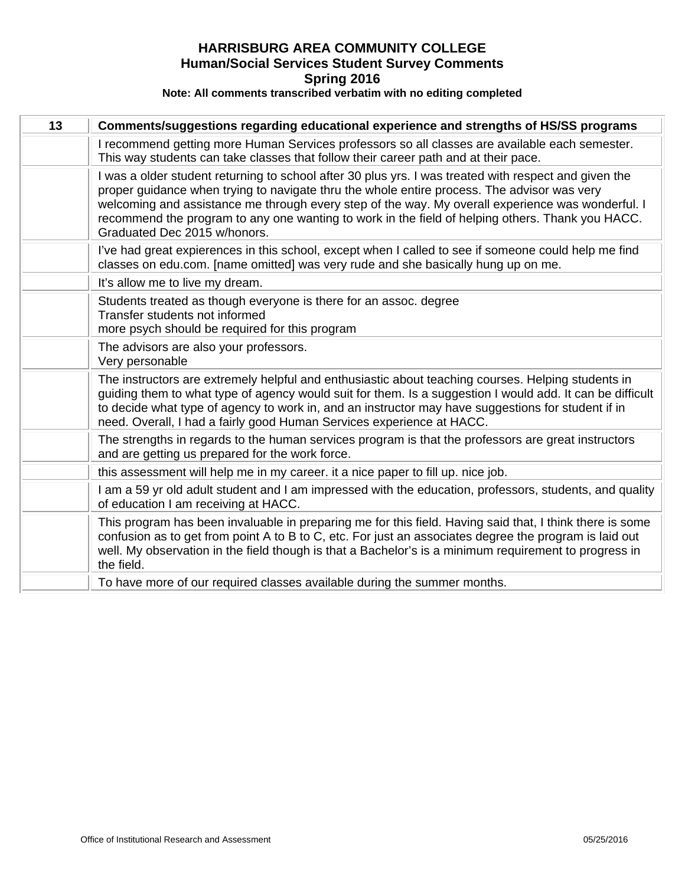**HARRISBURG AREA COMMUNITY COLLEGE**
**Human/Social Services Student Survey Comments**
**Spring 2016**
**Note: All comments transcribed verbatim with no editing completed**

| 13 | Comments/suggestions regarding educational experience and strengths of HS/SS programs |
|---|---|
| | I recommend getting more Human Services professors so all classes are available each semester. This way students can take classes that follow their career path and at their pace. |
| | I was a older student returning to school after 30 plus yrs. I was treated with respect and given the proper guidance when trying to navigate thru the whole entire process. The advisor was very welcoming and assistance me through every step of the way. My overall experience was wonderful. I recommend the program to any one wanting to work in the field of helping others. Thank you HACC. Graduated Dec 2015 w/honors. |
| | I've had great expieriences in this school, except when I called to see if someone could help me find classes on edu.com. [name omitted] was very rude and she basically hung up on me. |
| | It's allow me to live my dream. |
| | Students treated as though everyone is there for an assoc. degree<br>Transfer students not informed<br>more psych should be required for this program |
| | The advisors are also your professors.<br>Very personable |
| | The instructors are extremely helpful and enthusiastic about teaching courses. Helping students in guiding them to what type of agency would suit for them. Is a suggestion I would add. It can be difficult to decide what type of agency to work in, and an instructor may have suggestions for student if in need. Overall, I had a fairly good Human Services experience at HACC. |
| | The strengths in regards to the human services program is that the professors are great instructors and are getting us prepared for the work force. |
| | this assessment will help me in my career. it a nice paper to fill up. nice job. |
| | I am a 59 yr old adult student and I am impressed with the education, professors, students, and quality of education I am receiving at HACC. |
| | This program has been invaluable in preparing me for this field. Having said that, I think there is some confusion as to get from point A to B to C, etc. For just an associates degree the program is laid out well. My observation in the field though is that a Bachelor's is a minimum requirement to progress in the field. |
| | To have more of our required classes available during the summer months. |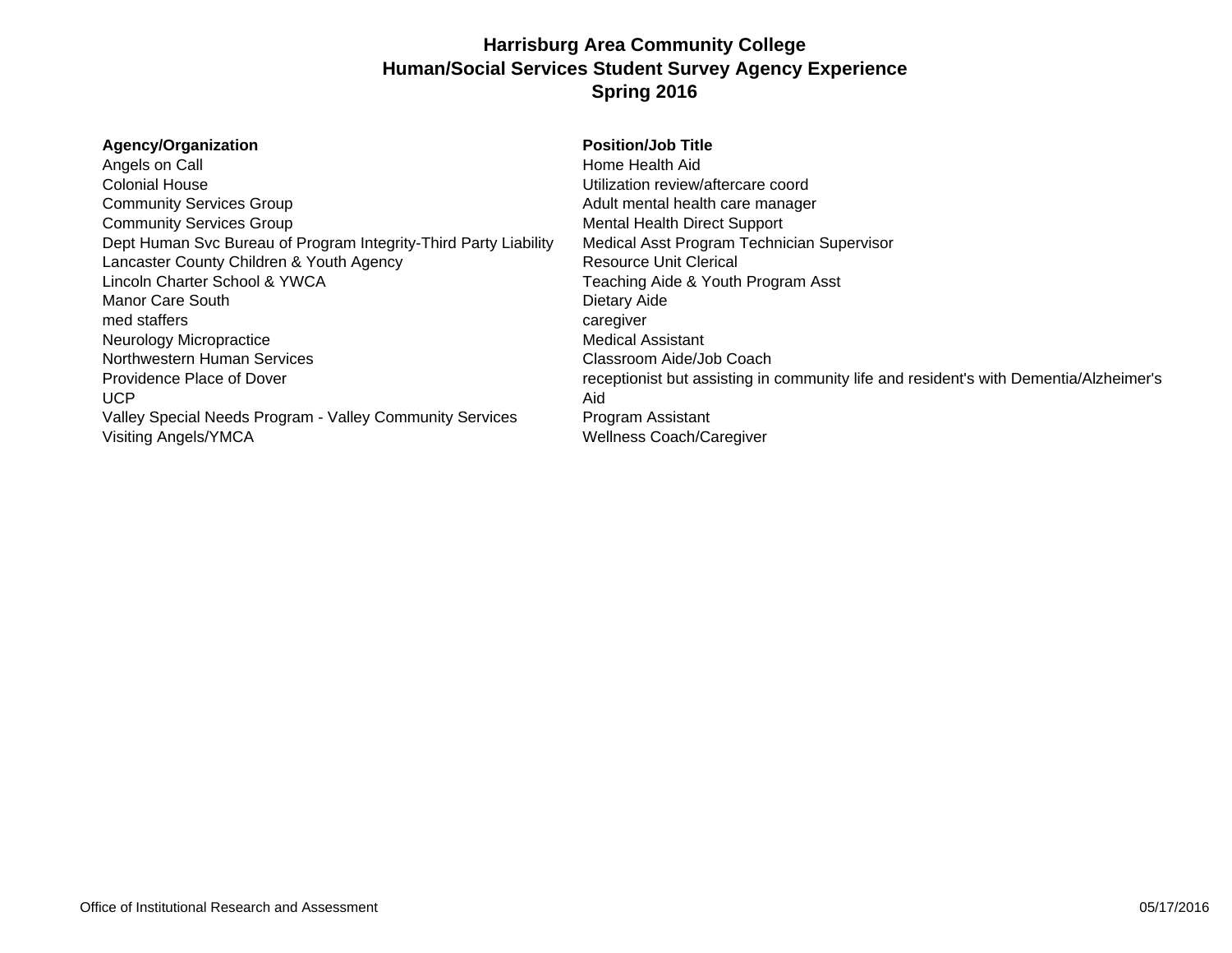**Harrisburg Area Community College**
**Human/Social Services Student Survey Agency Experience**
**Spring 2016**

| Agency/Organization | Position/Job Title |
|---|---|
| Angels on Call | Home Health Aid |
| Colonial House | Utilization review/aftercare coord |
| Community Services Group | Adult mental health care manager |
| Community Services Group | Mental Health Direct Support |
| Dept Human Svc Bureau of Program Integrity-Third Party Liability | Medical Asst Program Technician Supervisor |
| Lancaster County Children & Youth Agency | Resource Unit Clerical |
| Lincoln Charter School & YWCA | Teaching Aide & Youth Program Asst |
| Manor Care South | Dietary Aide |
| med staffers | caregiver |
| Neurology Micropractice | Medical Assistant |
| Northwestern Human Services | Classroom Aide/Job Coach |
| Providence Place of Dover | receptionist but assisting in community life and resident's with Dementia/Alzheimer's |
| UCP | Aid |
| Valley Special Needs Program - Valley Community Services | Program Assistant |
| Visiting Angels/YMCA | Wellness Coach/Caregiver |